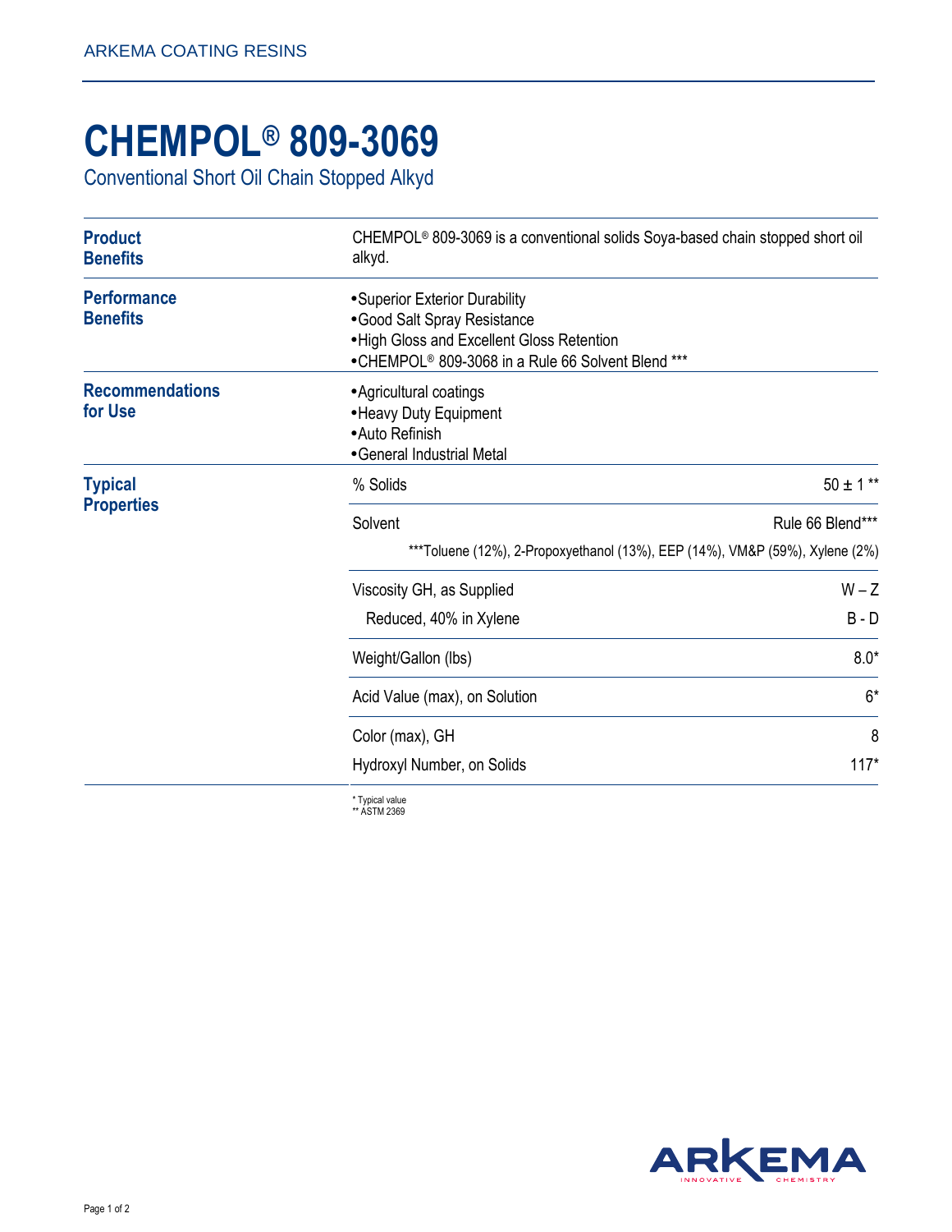# CHEMPOL® 809-3069

Conventional Short Oil Chain Stopped Alkyd

## Product Benefits

CHEMPOL® 809-3069 is a conventional solids Soya-based chain stopped short oil alkyd.

## Performance Benefits

- Superior Exterior Durability
- Good Salt Spray Resistance
- High Gloss and Excellent Gloss Retention
- CHEMPOL® 809-3068 in a Rule 66 Solvent Blend ***

## Recommendations for Use

- Agricultural coatings
- Heavy Duty Equipment
- Auto Refinish
- General Industrial Metal

## Typical Properties

| Property | Value |
|---|---|
| % Solids | 50 ± 1 ** |
| Solvent | Rule 66 Blend*** |
| ***Toluene (12%), 2-Propoxyethanol (13%), EEP (14%), VM&P (59%), Xylene (2%) | |
| Viscosity GH, as Supplied | W – Z |
| Reduced, 40% in Xylene | B - D |
| Weight/Gallon (lbs) | 8.0* |
| Acid Value (max), on Solution | 6* |
| Color (max), GH | 8 |
| Hydroxyl Number, on Solids | 117* |

\* Typical value
\** ASTM 2369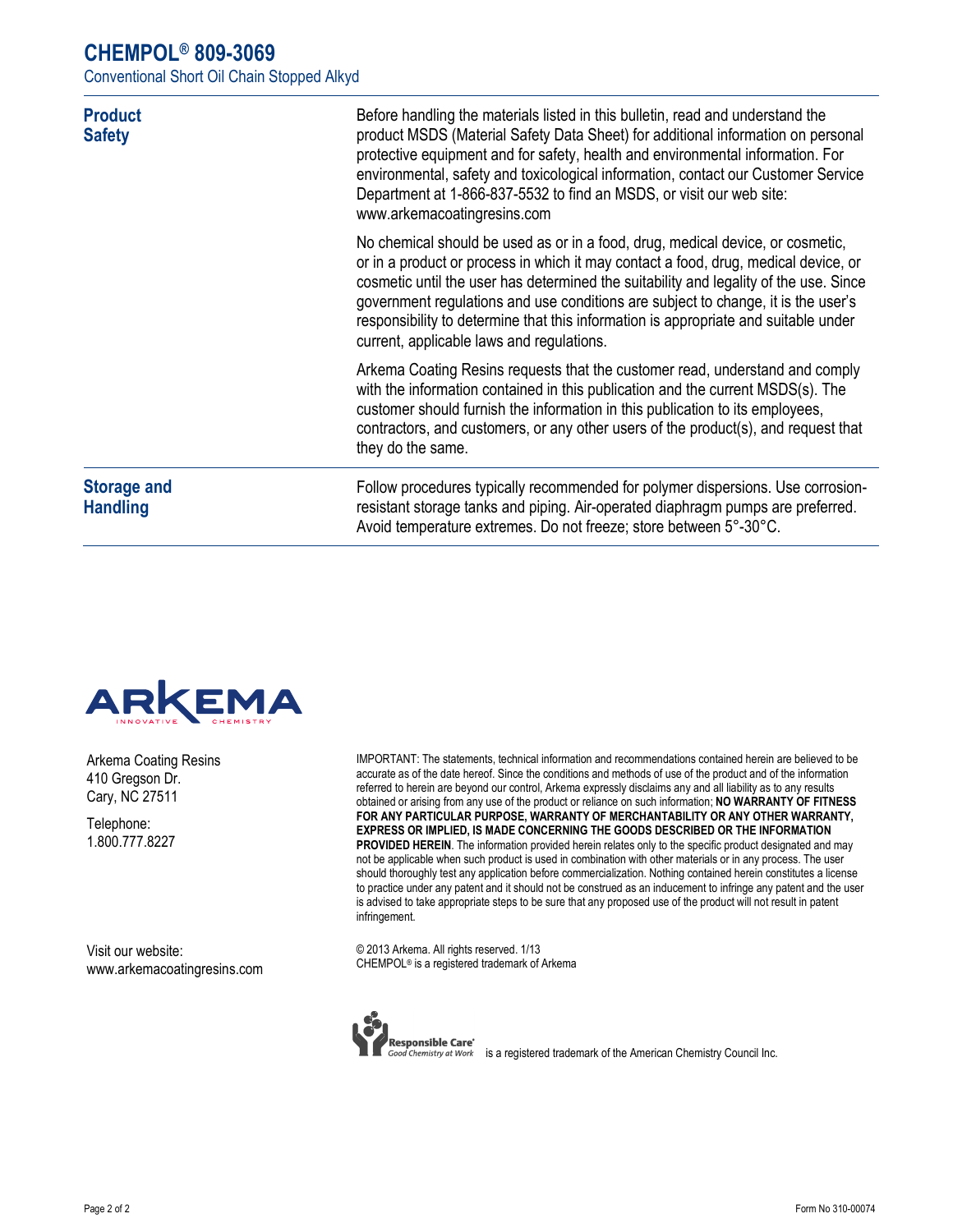# CHEMPOL® 809-3069

Conventional Short Oil Chain Stopped Alkyd

## Product Safety

Before handling the materials listed in this bulletin, read and understand the product MSDS (Material Safety Data Sheet) for additional information on personal protective equipment and for safety, health and environmental information. For environmental, safety and toxicological information, contact our Customer Service Department at 1-866-837-5532 to find an MSDS, or visit our web site: www.arkemacoatingresins.com

No chemical should be used as or in a food, drug, medical device, or cosmetic, or in a product or process in which it may contact a food, drug, medical device, or cosmetic until the user has determined the suitability and legality of the use. Since government regulations and use conditions are subject to change, it is the user's responsibility to determine that this information is appropriate and suitable under current, applicable laws and regulations.

Arkema Coating Resins requests that the customer read, understand and comply with the information contained in this publication and the current MSDS(s). The customer should furnish the information in this publication to its employees, contractors, and customers, or any other users of the product(s), and request that they do the same.

## Storage and Handling

Follow procedures typically recommended for polymer dispersions. Use corrosion-resistant storage tanks and piping. Air-operated diaphragm pumps are preferred. Avoid temperature extremes. Do not freeze; store between 5°-30°C.

ARKEMA
INNOVATIVE CHEMISTRY

Arkema Coating Resins
410 Gregson Dr.
Cary, NC 27511

Telephone:
1.800.777.8227

Visit our website:
www.arkemacoatingresins.com

IMPORTANT: The statements, technical information and recommendations contained herein are believed to be accurate as of the date hereof. Since the conditions and methods of use of the product and of the information referred to herein are beyond our control, Arkema expressly disclaims any and all liability as to any results obtained or arising from any use of the product or reliance on such information; **NO WARRANTY OF FITNESS FOR ANY PARTICULAR PURPOSE, WARRANTY OF MERCHANTABILITY OR ANY OTHER WARRANTY, EXPRESS OR IMPLIED, IS MADE CONCERNING THE GOODS DESCRIBED OR THE INFORMATION PROVIDED HEREIN**. The information provided herein relates only to the specific product designated and may not be applicable when such product is used in combination with other materials or in any process. The user should thoroughly test any application before commercialization. Nothing contained herein constitutes a license to practice under any patent and it should not be construed as an inducement to infringe any patent and the user is advised to take appropriate steps to be sure that any proposed use of the product will not result in patent infringement.

© 2013 Arkema. All rights reserved. 1/13
CHEMPOL® is a registered trademark of Arkema

Responsible Care® Good Chemistry at Work is a registered trademark of the American Chemistry Council Inc.

Form No 310-00074